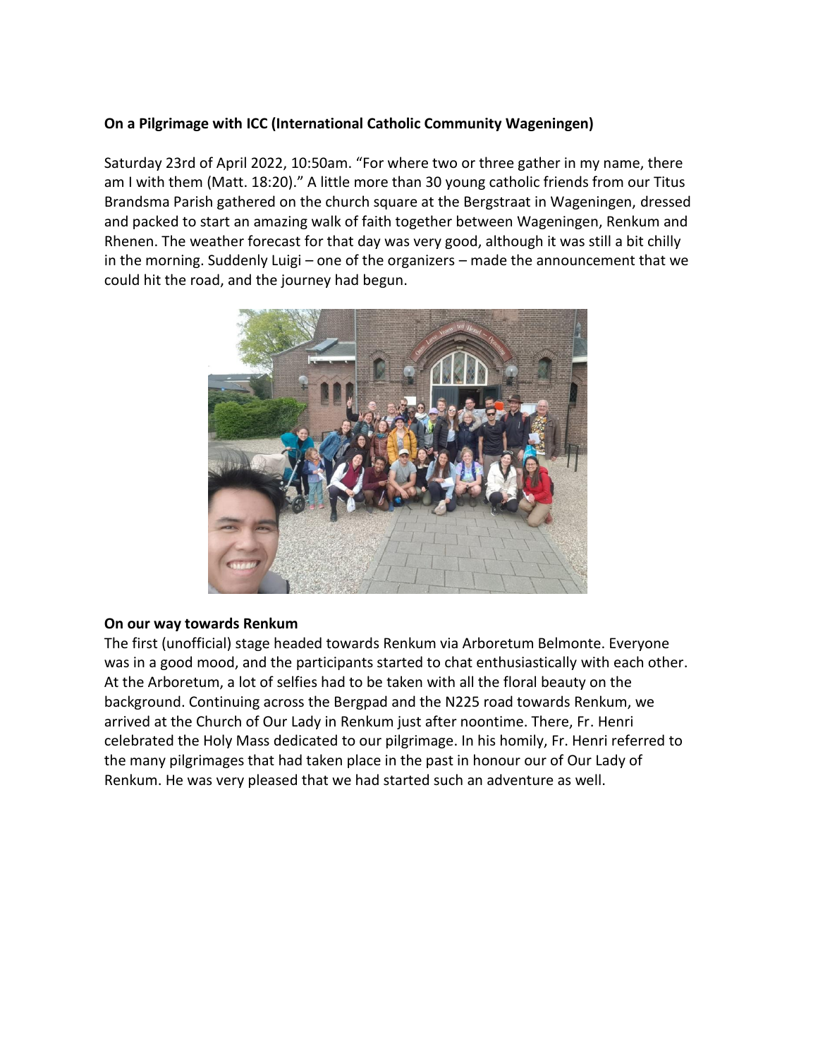**On a Pilgrimage with ICC (International Catholic Community Wageningen)**

Saturday 23rd of April 2022, 10:50am. "For where two or three gather in my name, there am I with them (Matt. 18:20)." A little more than 30 young catholic friends from our Titus Brandsma Parish gathered on the church square at the Bergstraat in Wageningen, dressed and packed to start an amazing walk of faith together between Wageningen, Renkum and Rhenen. The weather forecast for that day was very good, although it was still a bit chilly in the morning. Suddenly Luigi – one of the organizers – made the announcement that we could hit the road, and the journey had begun.

**On our way towards Renkum**

The first (unofficial) stage headed towards Renkum via Arboretum Belmonte. Everyone was in a good mood, and the participants started to chat enthusiastically with each other. At the Arboretum, a lot of selfies had to be taken with all the floral beauty on the background. Continuing across the Bergpad and the N225 road towards Renkum, we arrived at the Church of Our Lady in Renkum just after noontime. There, Fr. Henri celebrated the Holy Mass dedicated to our pilgrimage. In his homily, Fr. Henri referred to the many pilgrimages that had taken place in the past in honour our of Our Lady of Renkum. He was very pleased that we had started such an adventure as well.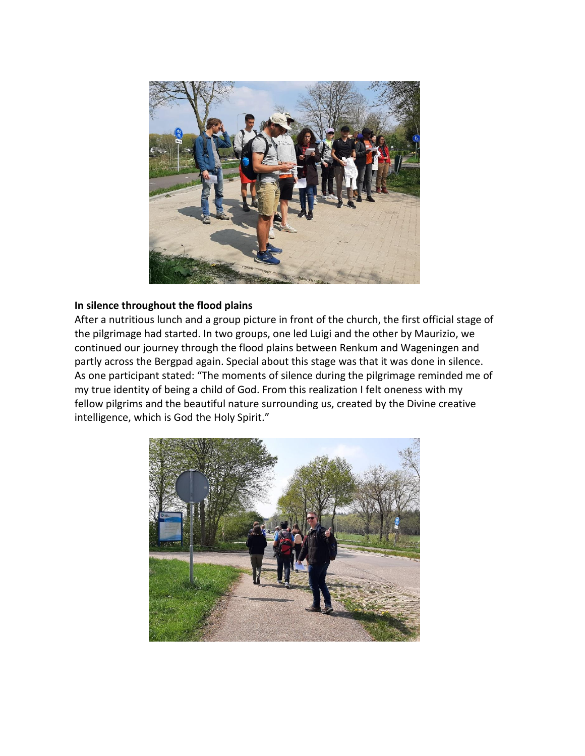**In silence throughout the flood plains**

After a nutritious lunch and a group picture in front of the church, the first official stage of the pilgrimage had started. In two groups, one led Luigi and the other by Maurizio, we continued our journey through the flood plains between Renkum and Wageningen and partly across the Bergpad again. Special about this stage was that it was done in silence. As one participant stated: "The moments of silence during the pilgrimage reminded me of my true identity of being a child of God. From this realization I felt oneness with my fellow pilgrims and the beautiful nature surrounding us, created by the Divine creative intelligence, which is God the Holy Spirit."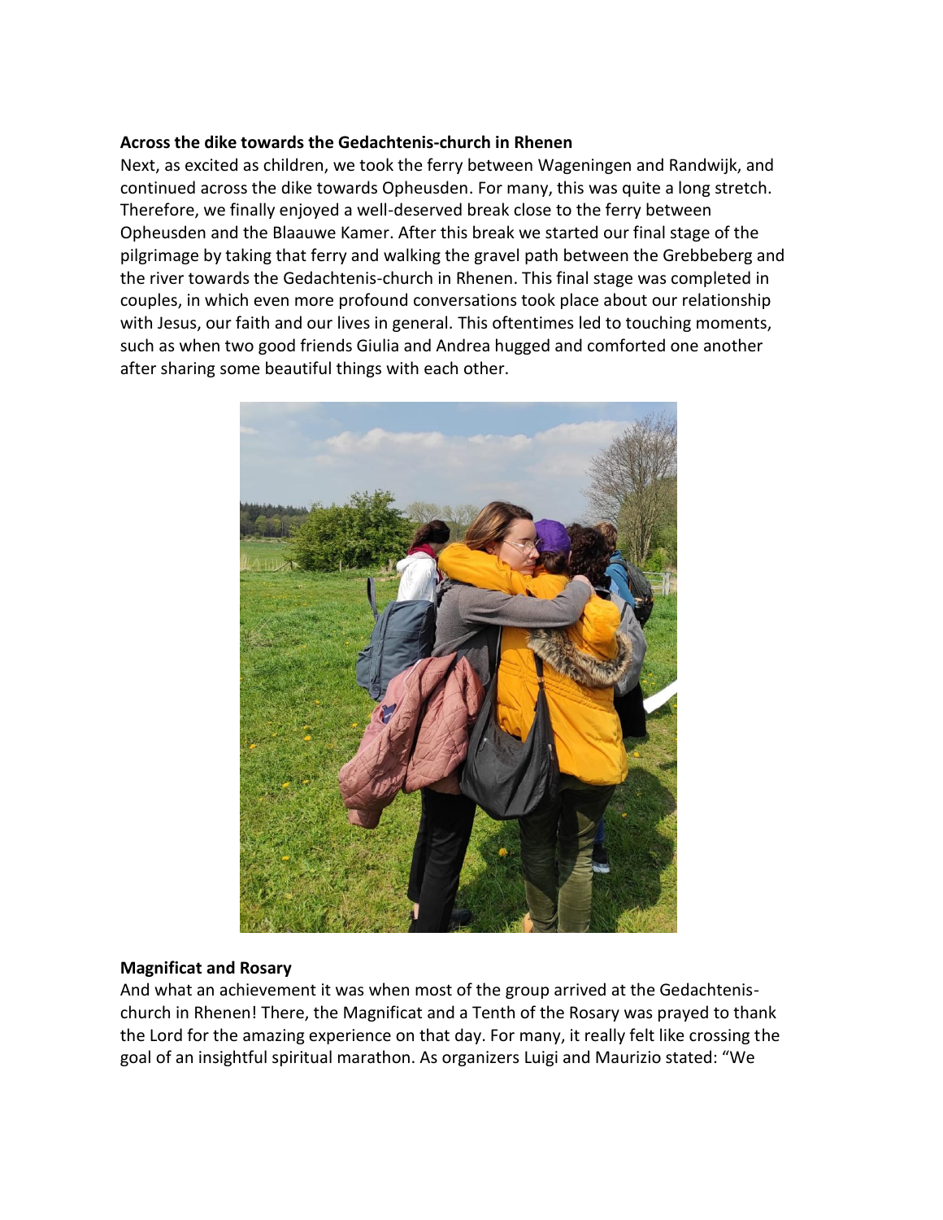**Across the dike towards the Gedachtenis-church in Rhenen**

Next, as excited as children, we took the ferry between Wageningen and Randwijk, and continued across the dike towards Opheusden. For many, this was quite a long stretch. Therefore, we finally enjoyed a well-deserved break close to the ferry between Opheusden and the Blaauwe Kamer. After this break we started our final stage of the pilgrimage by taking that ferry and walking the gravel path between the Grebbeberg and the river towards the Gedachtenis-church in Rhenen. This final stage was completed in couples, in which even more profound conversations took place about our relationship with Jesus, our faith and our lives in general. This oftentimes led to touching moments, such as when two good friends Giulia and Andrea hugged and comforted one another after sharing some beautiful things with each other.

**Magnificat and Rosary**

And what an achievement it was when most of the group arrived at the Gedachtenis-church in Rhenen! There, the Magnificat and a Tenth of the Rosary was prayed to thank the Lord for the amazing experience on that day. For many, it really felt like crossing the goal of an insightful spiritual marathon. As organizers Luigi and Maurizio stated: “We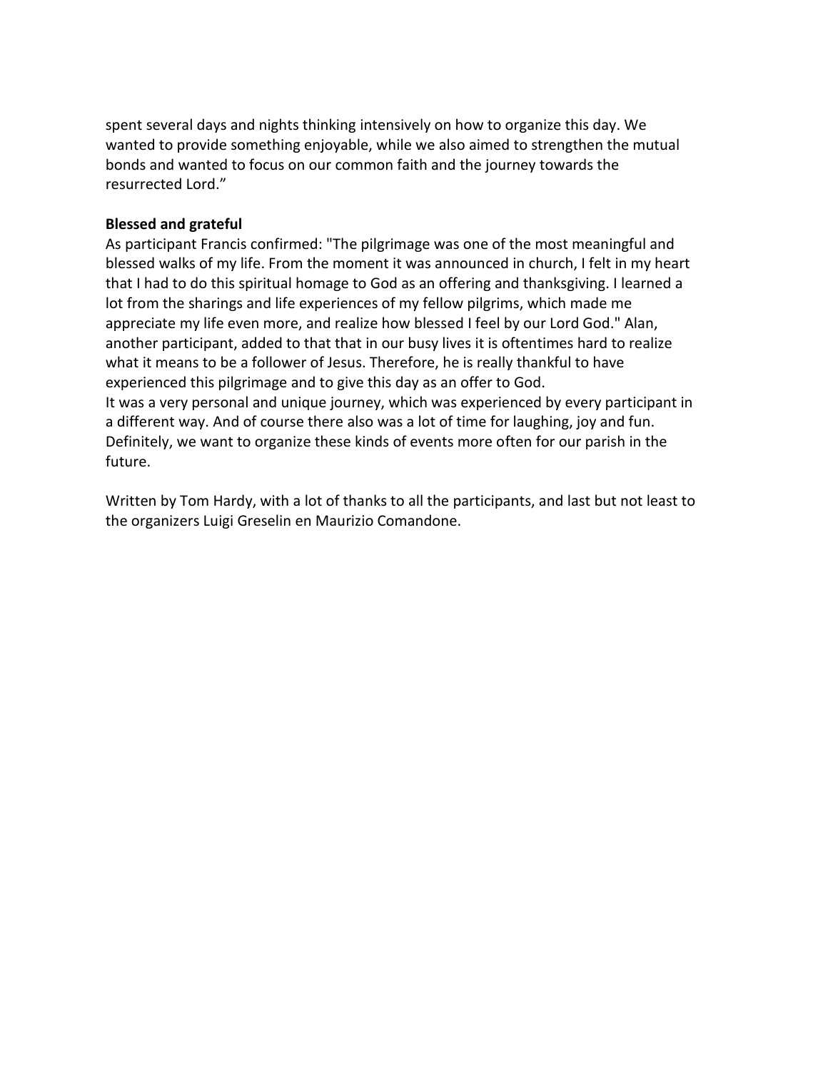spent several days and nights thinking intensively on how to organize this day. We wanted to provide something enjoyable, while we also aimed to strengthen the mutual bonds and wanted to focus on our common faith and the journey towards the resurrected Lord."

**Blessed and grateful**

As participant Francis confirmed: "The pilgrimage was one of the most meaningful and blessed walks of my life. From the moment it was announced in church, I felt in my heart that I had to do this spiritual homage to God as an offering and thanksgiving. I learned a lot from the sharings and life experiences of my fellow pilgrims, which made me appreciate my life even more, and realize how blessed I feel by our Lord God." Alan, another participant, added to that that in our busy lives it is oftentimes hard to realize what it means to be a follower of Jesus. Therefore, he is really thankful to have experienced this pilgrimage and to give this day as an offer to God.

It was a very personal and unique journey, which was experienced by every participant in a different way. And of course there also was a lot of time for laughing, joy and fun. Definitely, we want to organize these kinds of events more often for our parish in the future.

Written by Tom Hardy, with a lot of thanks to all the participants, and last but not least to the organizers Luigi Greselin en Maurizio Comandone.